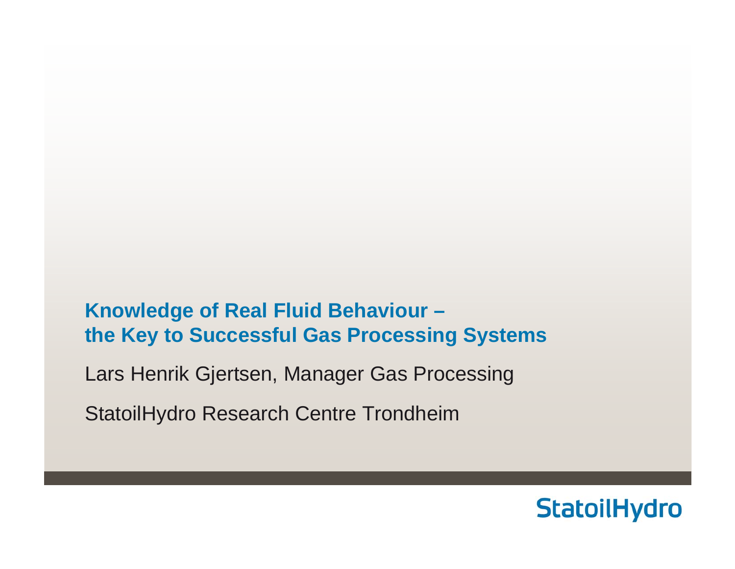# Knowledge of Real Fluid Behaviour – the Key to Successful Gas Processing Systems

Lars Henrik Gjertsen, Manager Gas Processing

StatoilHydro Research Centre Trondheim

StatoilHydro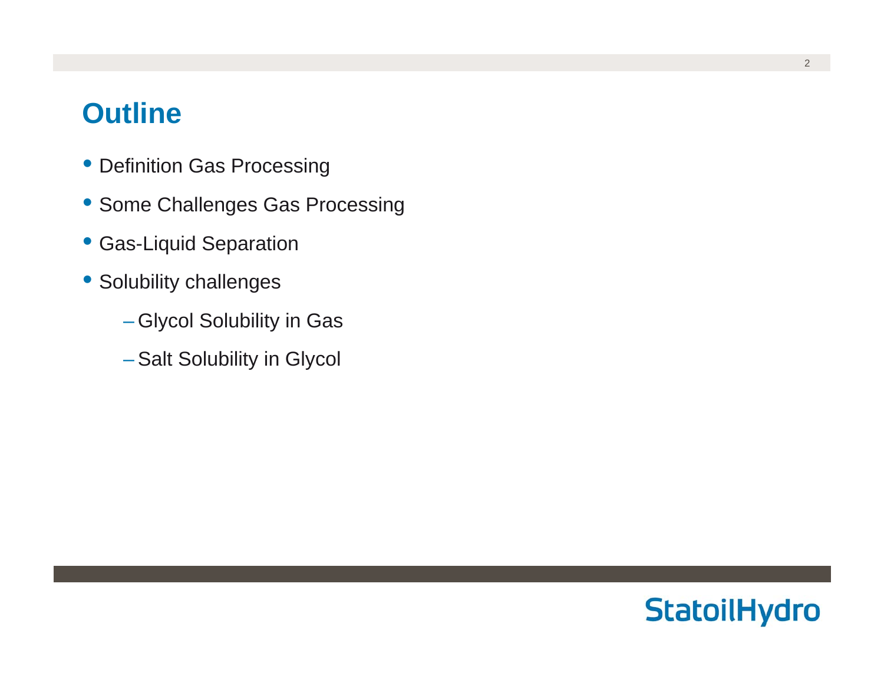# Outline

- Definition Gas Processing
- Some Challenges Gas Processing
- Gas-Liquid Separation
- Solubility challenges
  - Glycol Solubility in Gas
  - Salt Solubility in Glycol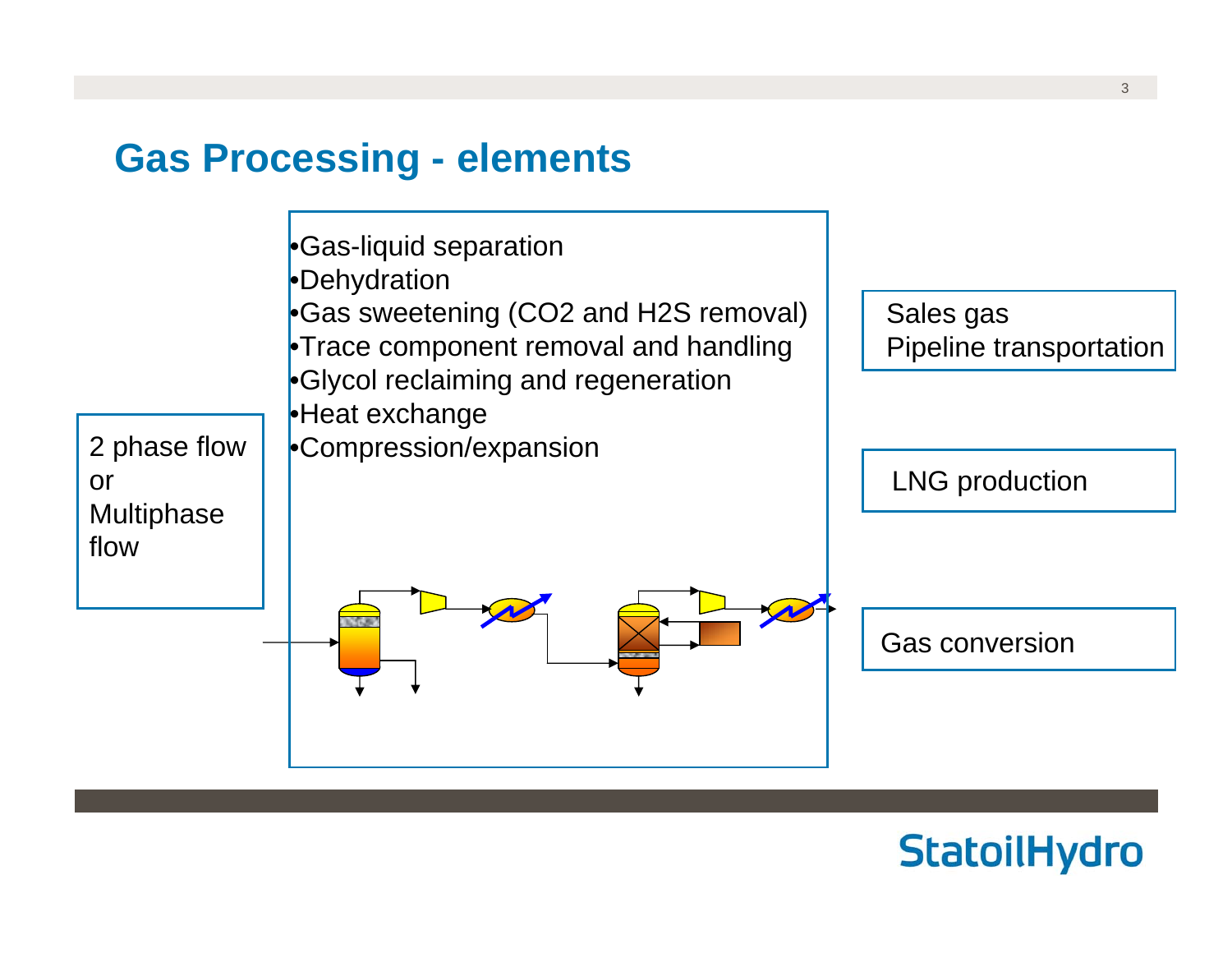# Gas Processing - elements

2 phase flow or Multiphase flow

- Gas-liquid separation
- Dehydration
- Gas sweetening (CO2 and H2S removal)
- Trace component removal and handling
- Glycol reclaiming and regeneration
- Heat exchange
- Compression/expansion

Sales gas
Pipeline transportation

LNG production

Gas conversion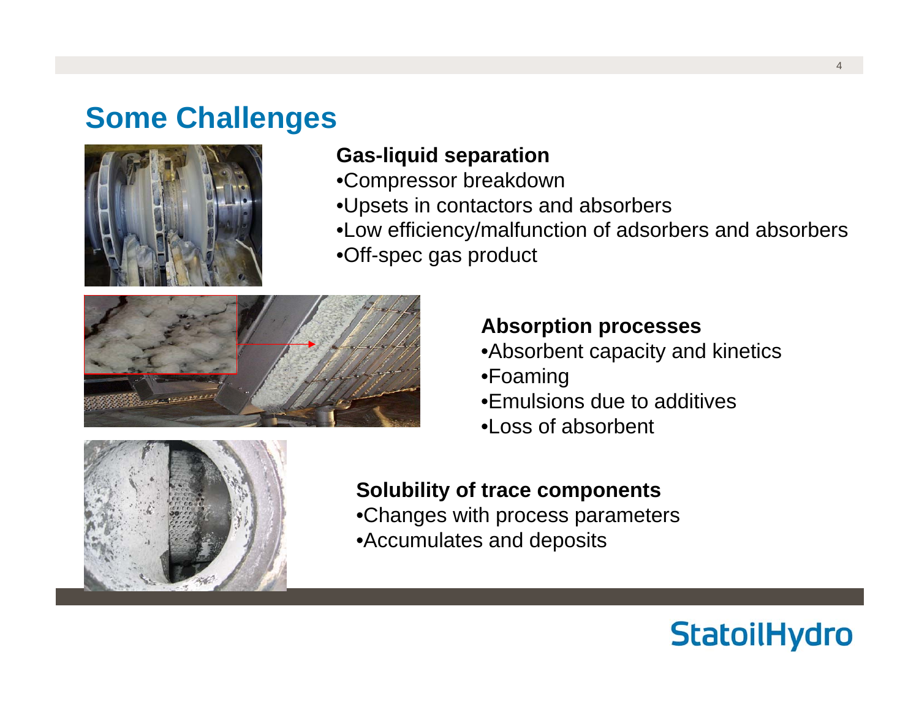# Some Challenges

**Gas-liquid separation**

- Compressor breakdown
- Upsets in contactors and absorbers
- Low efficiency/malfunction of adsorbers and absorbers
- Off-spec gas product

**Absorption processes**

- Absorbent capacity and kinetics
- Foaming
- Emulsions due to additives
- Loss of absorbent

**Solubility of trace components**

- Changes with process parameters
- Accumulates and deposits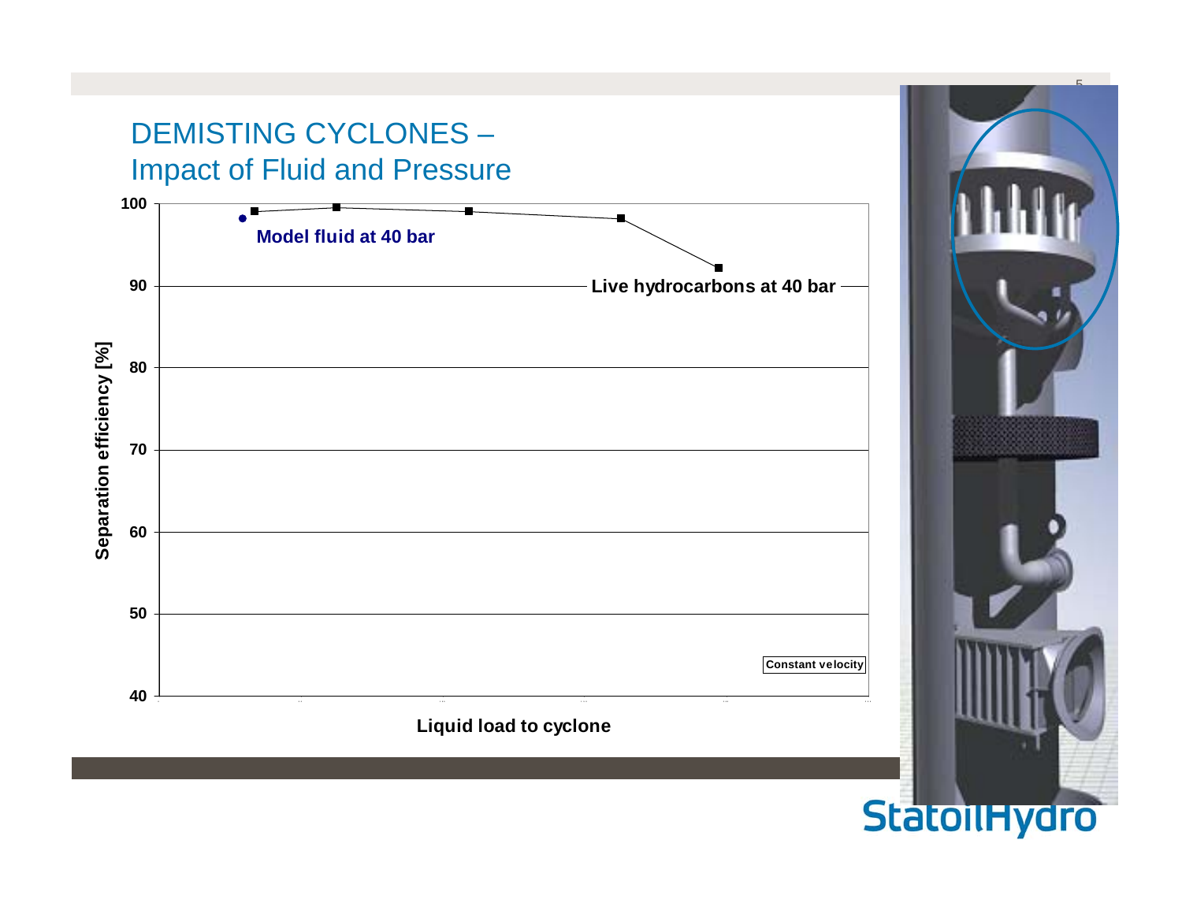# DEMISTING CYCLONES – Impact of Fluid and Pressure

Separation efficiency [%]

100

90

80

70

60

50

40

Model fluid at 40 bar

Live hydrocarbons at 40 bar

Constant velocity

Liquid load to cyclone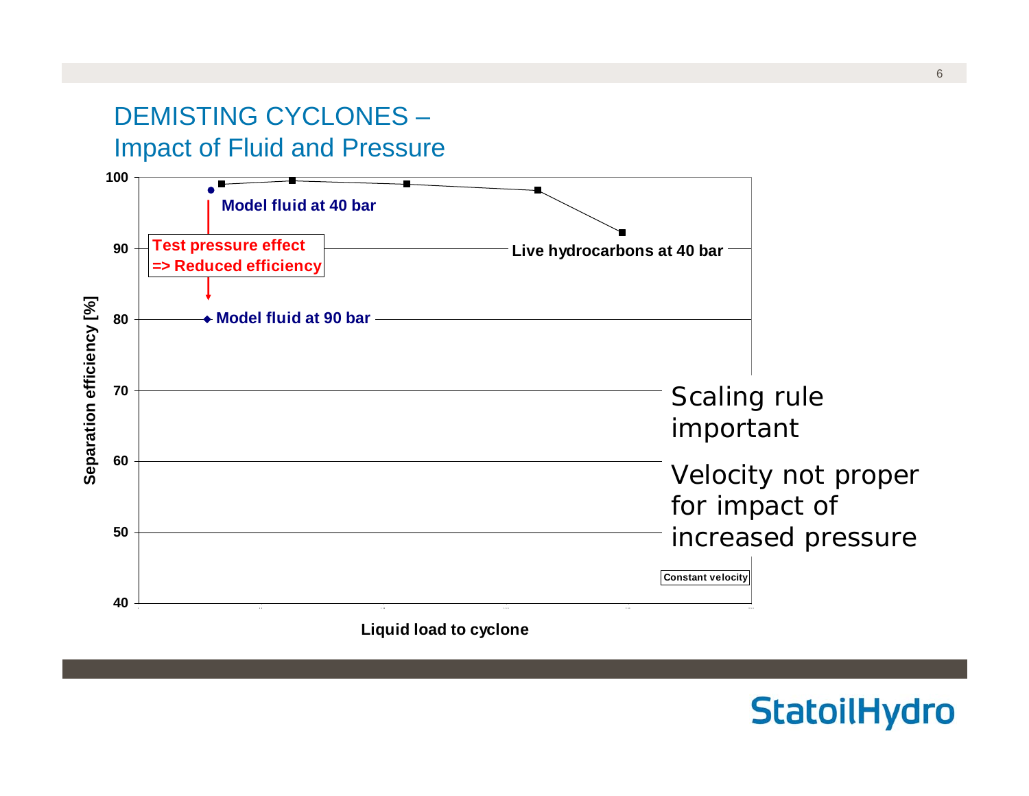# DEMISTING CYCLONES – Impact of Fluid and Pressure

Separation efficiency [%]

100

90

80

70

60

50

40

Model fluid at 40 bar

Test pressure effect
=> Reduced efficiency

Live hydrocarbons at 40 bar

Model fluid at 90 bar

Constant velocity

Liquid load to cyclone

Scaling rule important

Velocity not proper for impact of increased pressure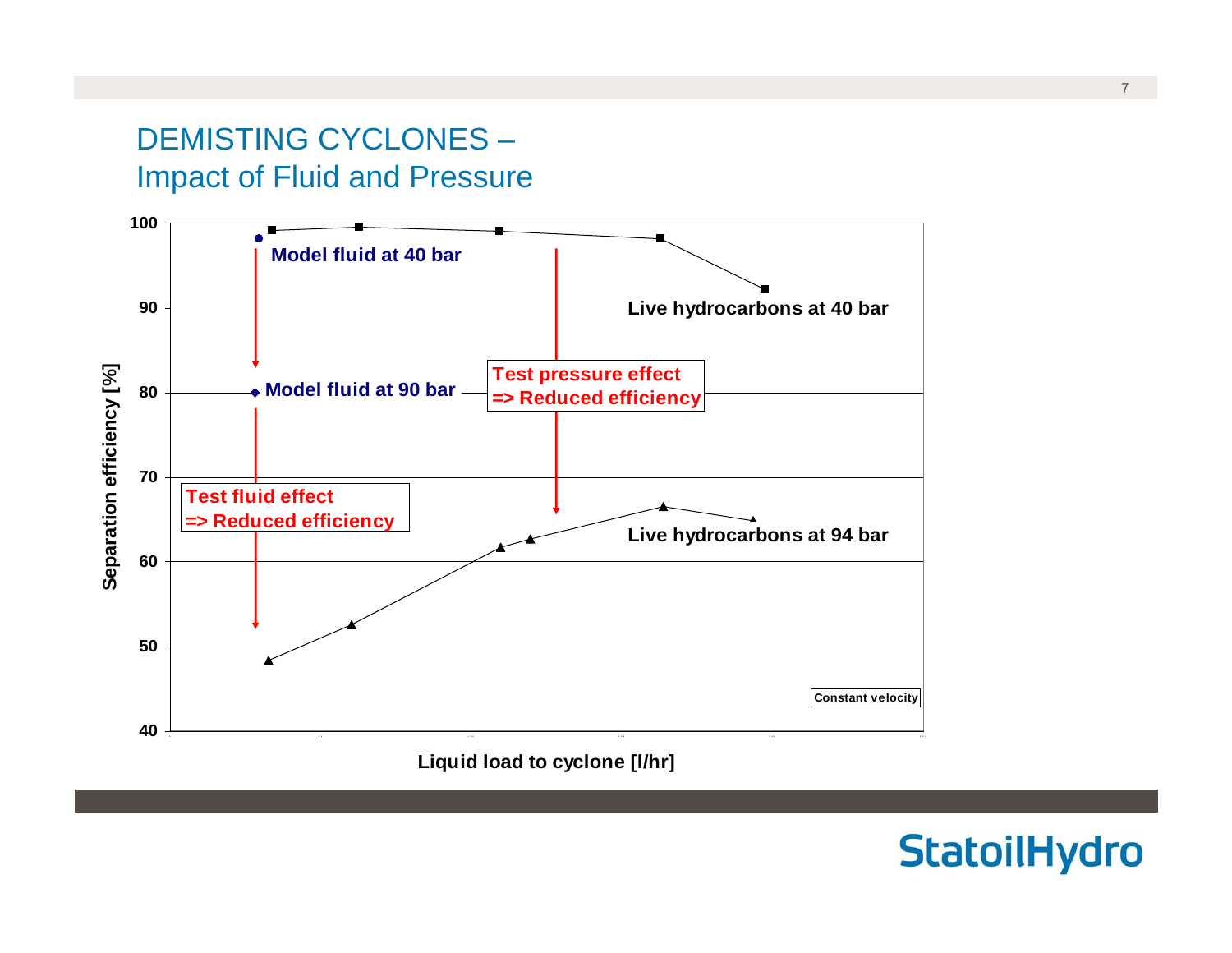# DEMISTING CYCLONES – Impact of Fluid and Pressure

Model fluid at 40 bar

Model fluid at 90 bar

Live hydrocarbons at 40 bar

Live hydrocarbons at 94 bar

Test pressure effect => Reduced efficiency

Test fluid effect => Reduced efficiency

Constant velocity

Separation efficiency [%]

Liquid load to cyclone [l/hr]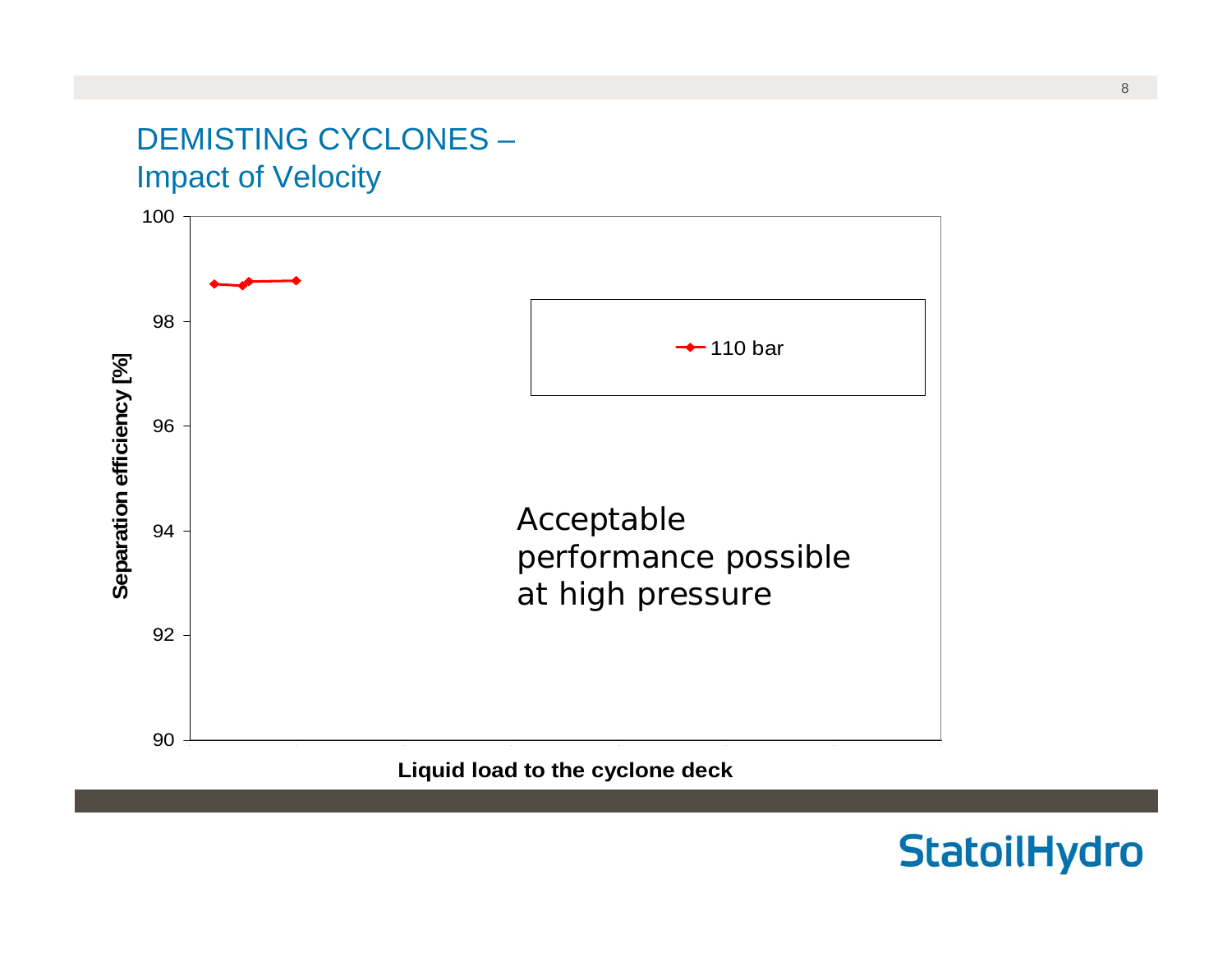# DEMISTING CYCLONES – Impact of Velocity

Separation efficiency [%]

100
98
96
94
92
90

110 bar

Acceptable performance possible at high pressure

Liquid load to the cyclone deck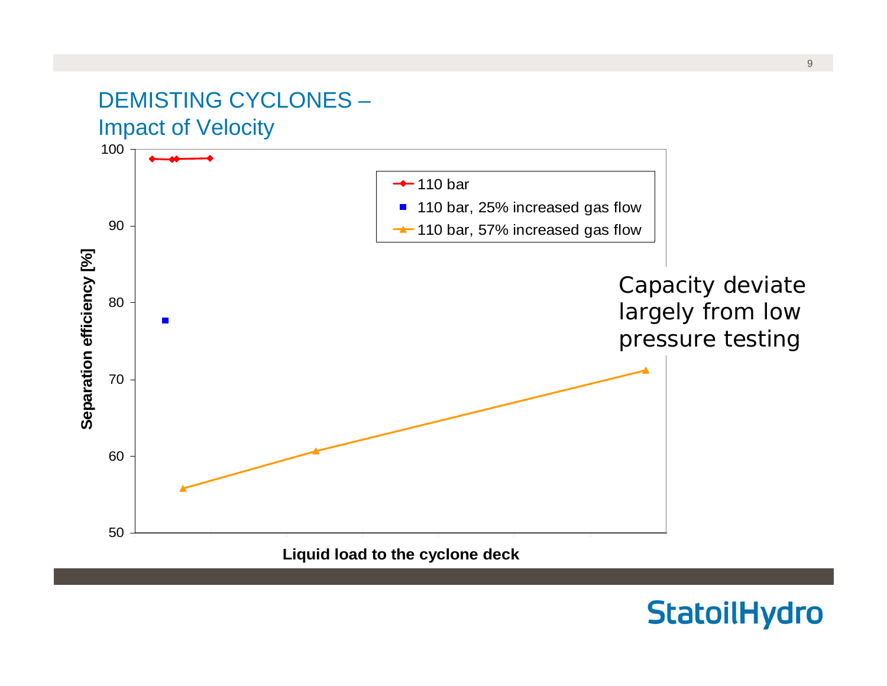# DEMISTING CYCLONES – Impact of Velocity

Separation efficiency [%]

100

90

80

70

60

50

Liquid load to the cyclone deck

- 110 bar
- 110 bar, 25% increased gas flow
- 110 bar, 57% increased gas flow

Capacity deviate largely from low pressure testing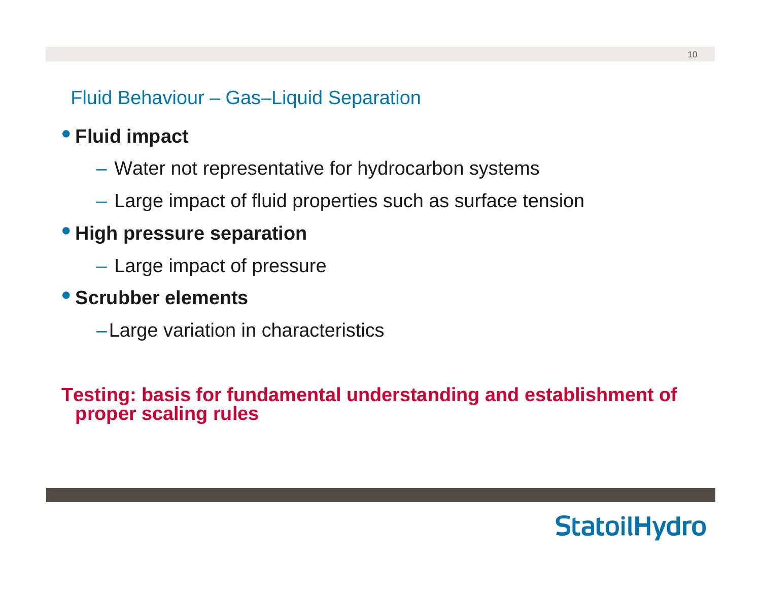## Fluid Behaviour – Gas–Liquid Separation

- **Fluid impact**
  - Water not representative for hydrocarbon systems
  - Large impact of fluid properties such as surface tension
- **High pressure separation**
  - Large impact of pressure
- **Scrubber elements**
  - Large variation in characteristics

**Testing: basis for fundamental understanding and establishment of proper scaling rules**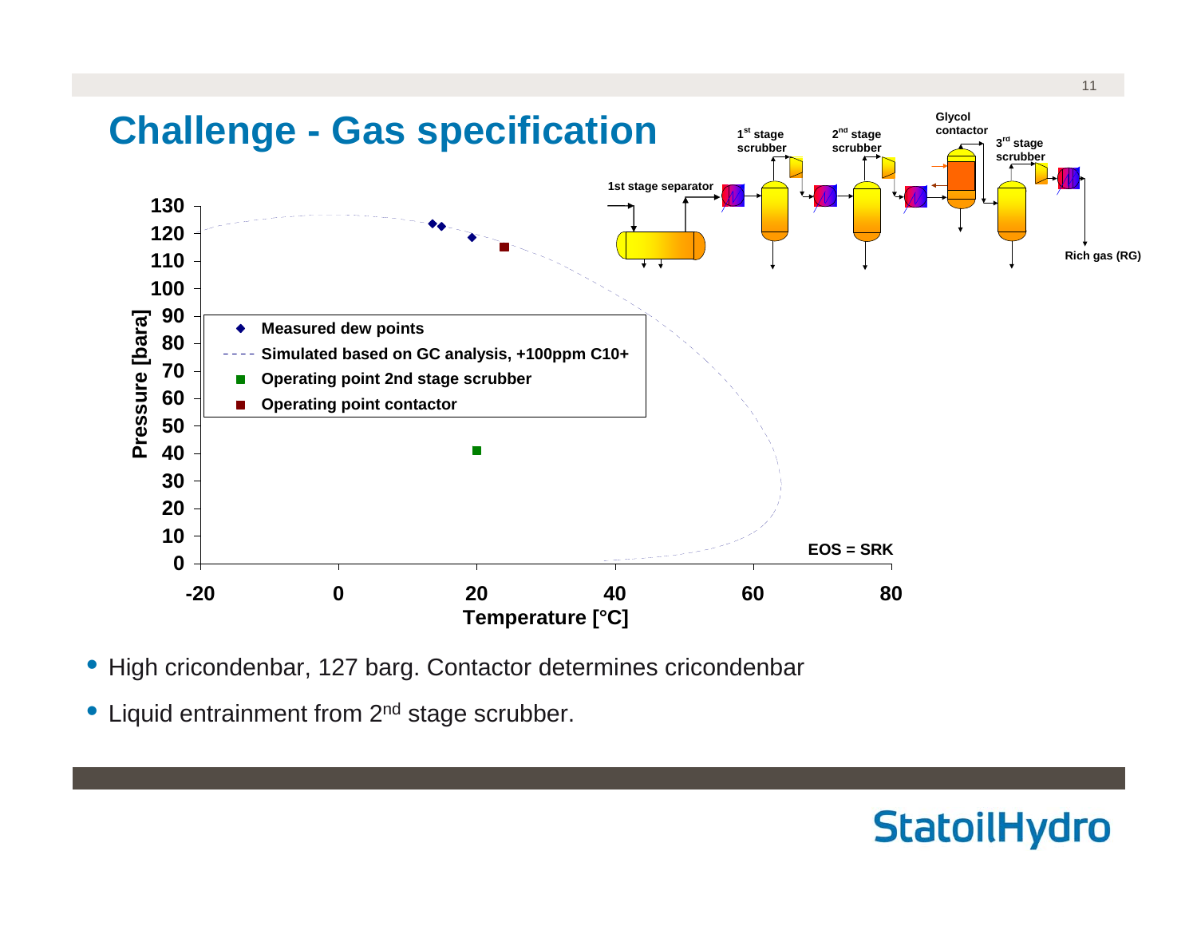# Challenge - Gas specification

1st stage separator · 1st stage scrubber · 2nd stage scrubber · Glycol contactor · 3rd stage scrubber · Rich gas (RG)

Pressure [bara] vs. Temperature [°C]

- Measured dew points
- Simulated based on GC analysis, +100ppm C10+
- Operating point 2nd stage scrubber
- Operating point contactor

EOS = SRK

- High cricondenbar, 127 barg. Contactor determines cricondenbar
- Liquid entrainment from 2nd stage scrubber.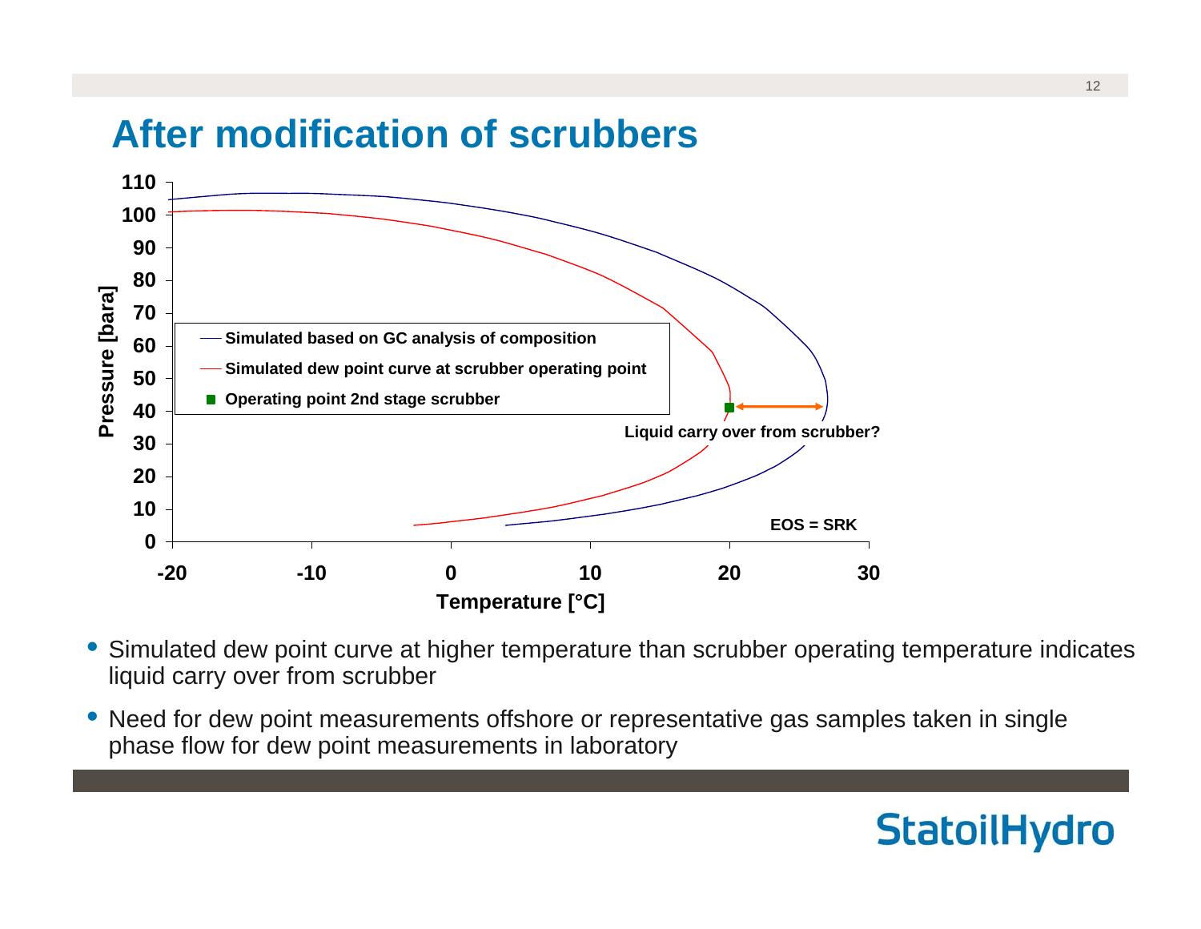# After modification of scrubbers

- Simulated dew point curve at higher temperature than scrubber operating temperature indicates liquid carry over from scrubber
- Need for dew point measurements offshore or representative gas samples taken in single phase flow for dew point measurements in laboratory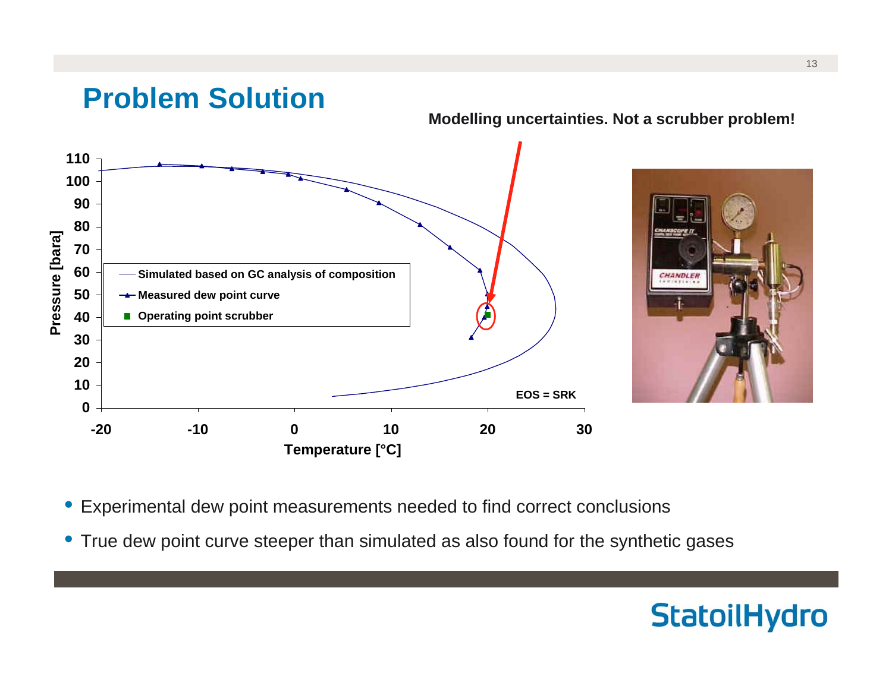# Problem Solution

**Modelling uncertainties. Not a scrubber problem!**

- Simulated based on GC analysis of composition
- Measured dew point curve
- Operating point scrubber

EOS = SRK

Pressure [bara] vs. Temperature [°C]

- Experimental dew point measurements needed to find correct conclusions
- True dew point curve steeper than simulated as also found for the synthetic gases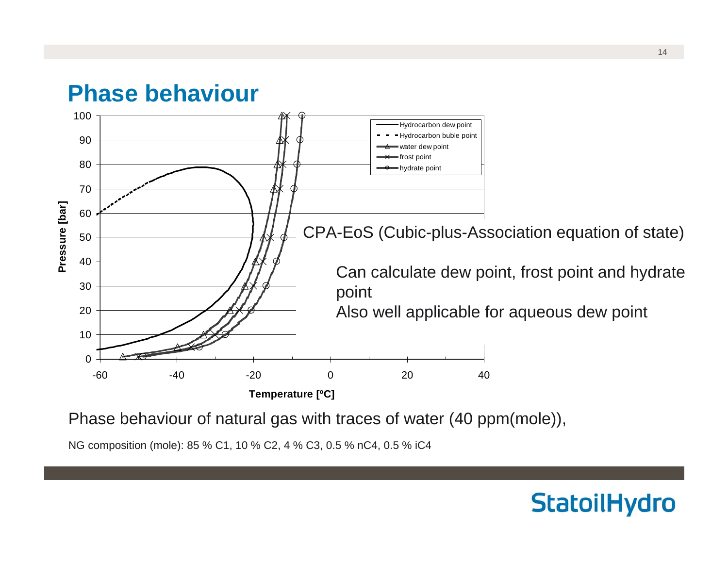# Phase behaviour

CPA-EoS (Cubic-plus-Association equation of state)

Can calculate dew point, frost point and hydrate point

Also well applicable for aqueous dew point

Phase behaviour of natural gas with traces of water (40 ppm(mole)),

NG composition (mole): 85 % C1, 10 % C2, 4 % C3, 0.5 % nC4, 0.5 % iC4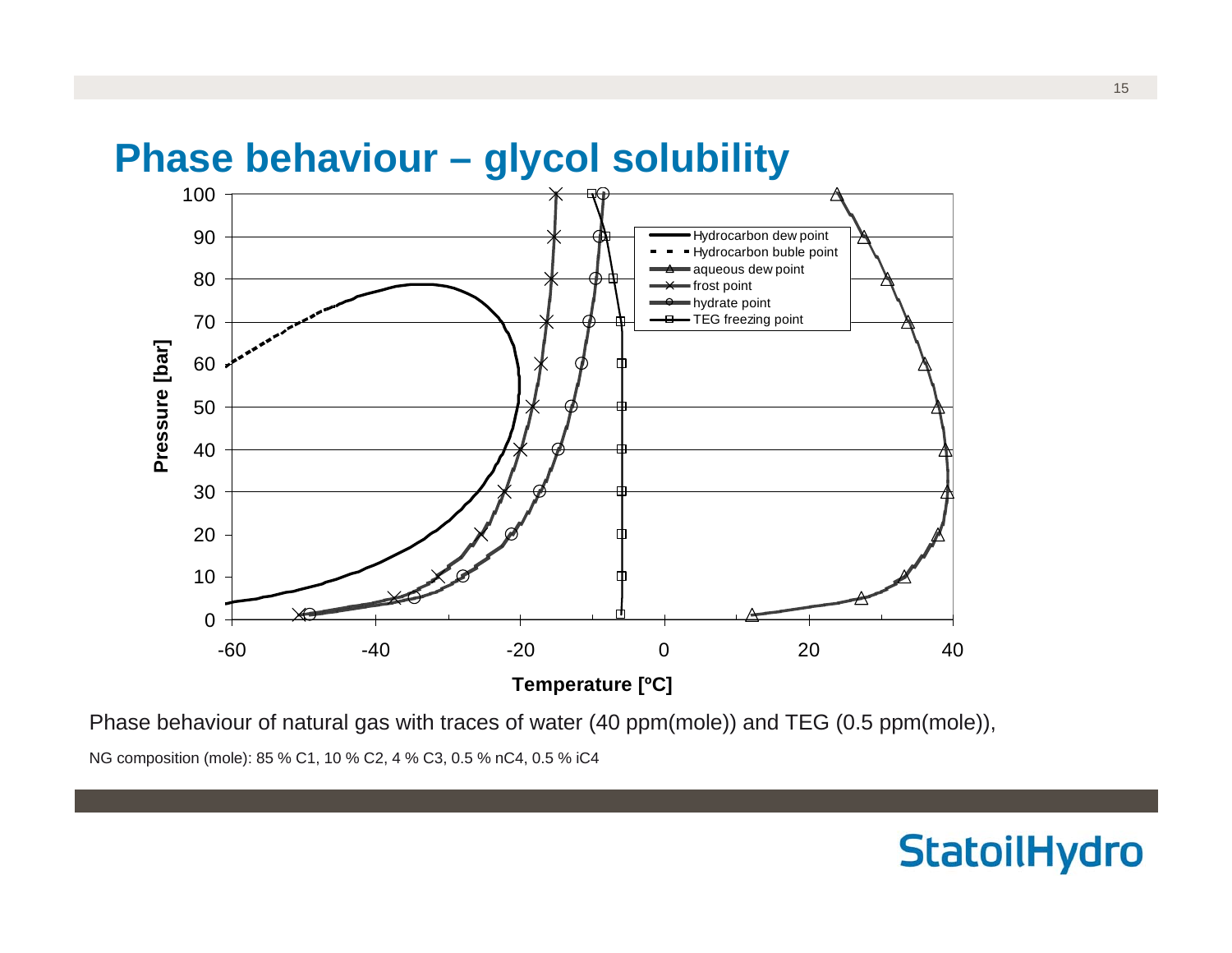# Phase behaviour – glycol solubility

Phase behaviour of natural gas with traces of water (40 ppm(mole)) and TEG (0.5 ppm(mole)),

NG composition (mole): 85 % C1, 10 % C2, 4 % C3, 0.5 % nC4, 0.5 % iC4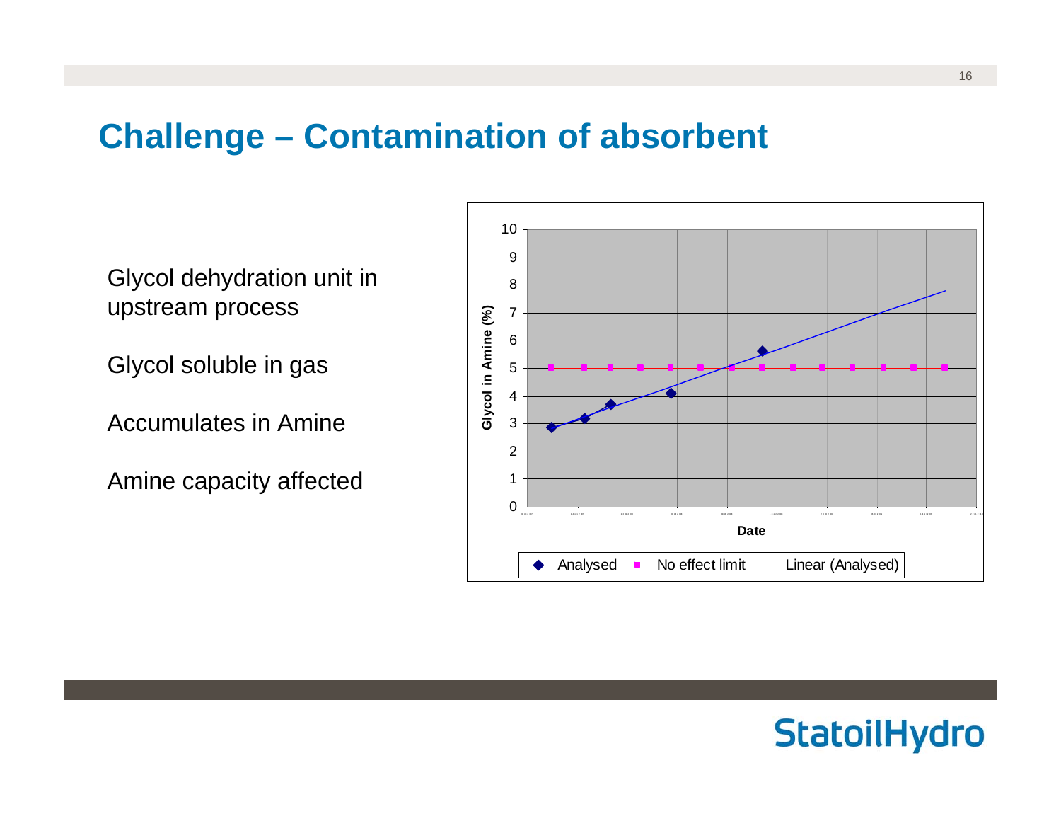# Challenge – Contamination of absorbent

Glycol dehydration unit in upstream process

Glycol soluble in gas

Accumulates in Amine

Amine capacity affected

Glycol in Amine (%)

10
9
8
7
6
5
4
3
2
1
0

Date

Analysed — No effect limit — Linear (Analysed)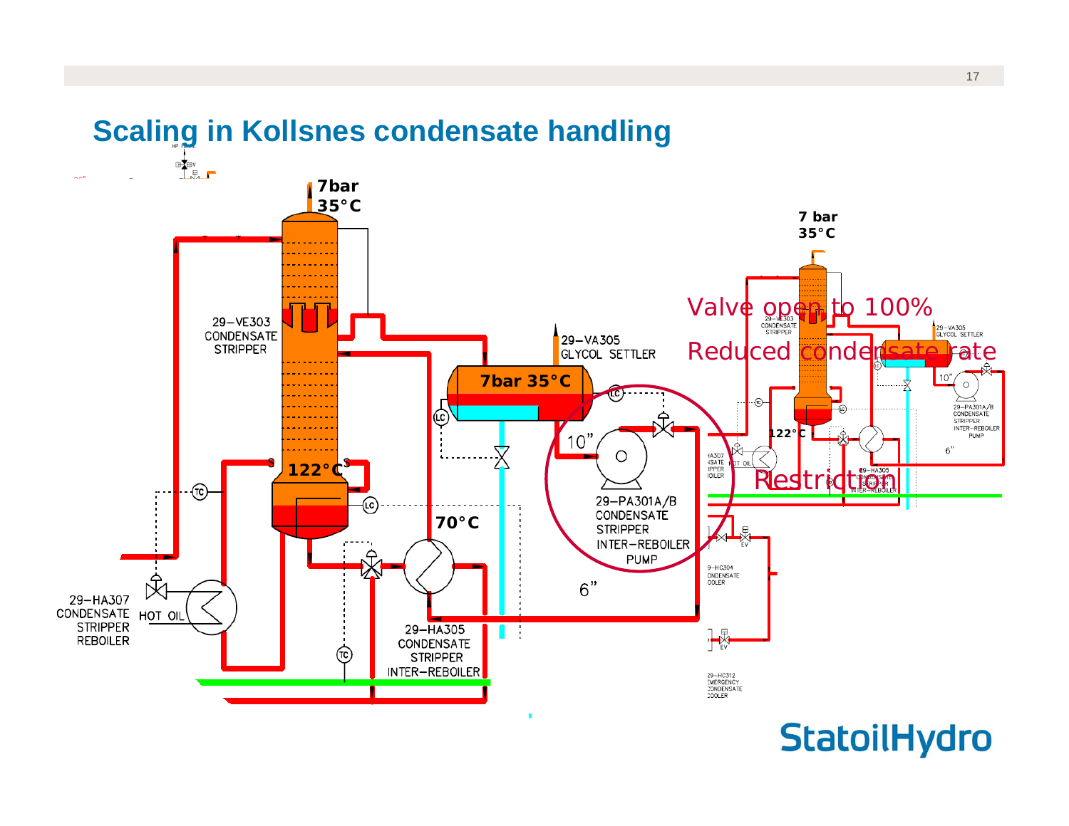# Scaling in Kollsnes condensate handling

7bar
35°C

29–VE303
CONDENSATE
STRIPPER

29–VA305
GLYCOL SETTLER

7bar 35°C

122°C

70°C

10"

29–PA301A/B
CONDENSATE
STRIPPER
INTER–REBOILER
PUMP

6"

29–HA307
CONDENSATE
STRIPPER
REBOILER

HOT OIL

29–HA305
CONDENSATE
STRIPPER
INTER–REBOILER

7 bar
35°C

Valve open to 100%

Reduced condensate rate

122°C

Restriction

29–HC304
CONDENSATE
COOLER

29–HC312
EMERGENCY
CONDENSATE
COOLER

StatoilHydro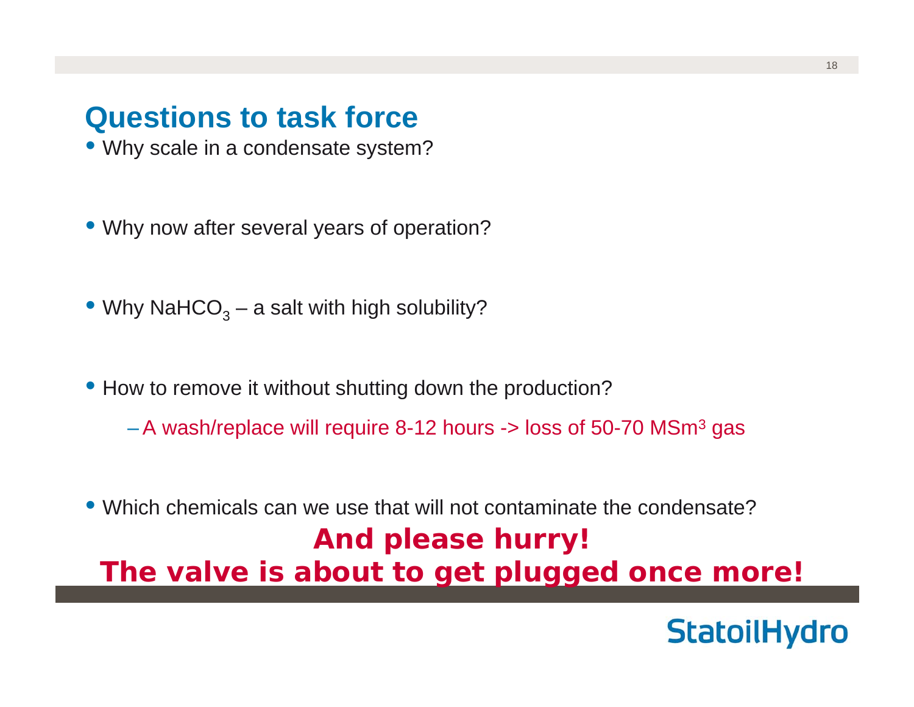# Questions to task force

- Why scale in a condensate system?
- Why now after several years of operation?
- Why $NaHCO_3$ – a salt with high solubility?
- How to remove it without shutting down the production?
  - A wash/replace will require 8-12 hours -> loss of 50-70 $MSm^3$ gas
- Which chemicals can we use that will not contaminate the condensate?

**And please hurry!**

**The valve is about to get plugged once more!**

StatoilHydro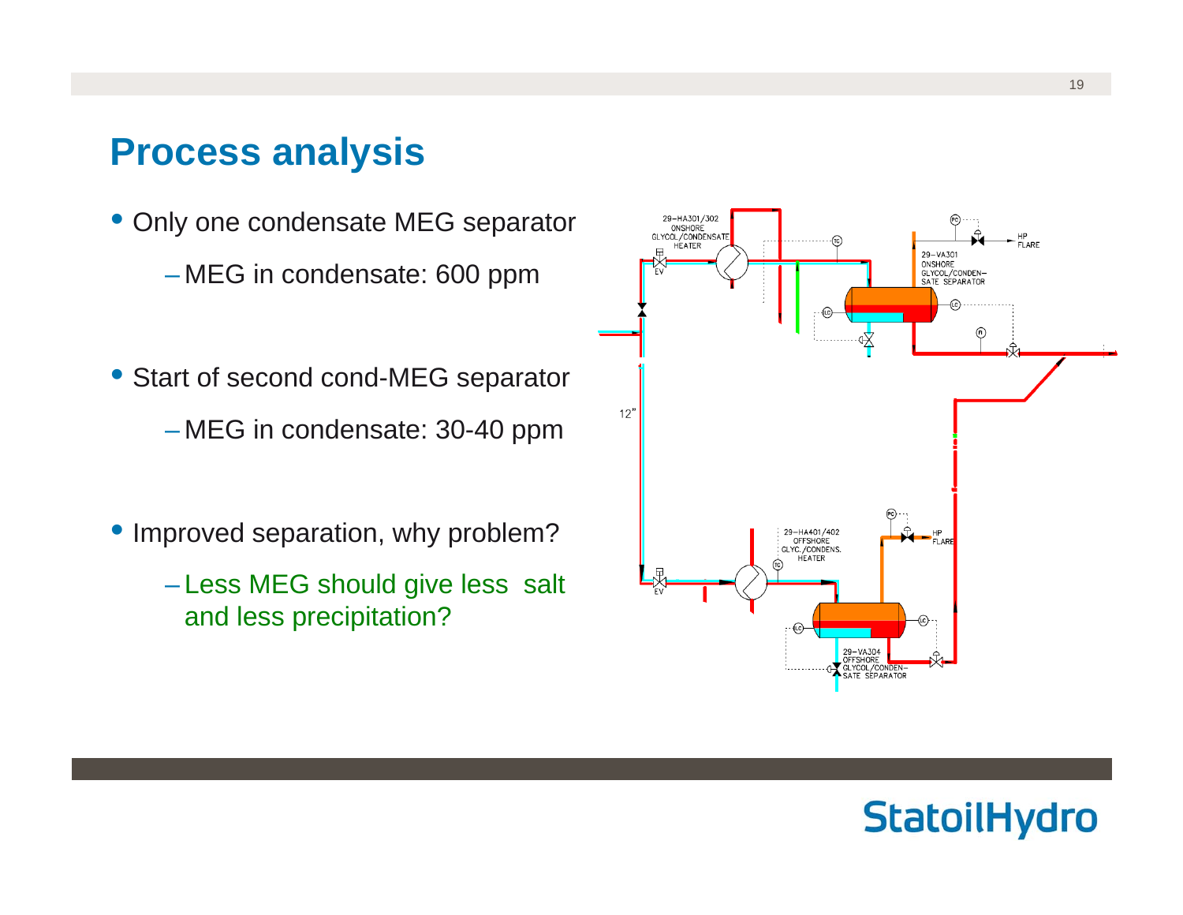# Process analysis

- Only one condensate MEG separator
  - MEG in condensate: 600 ppm
- Start of second cond-MEG separator
  - MEG in condensate: 30-40 ppm
- Improved separation, why problem?
  - Less MEG should give less salt and less precipitation?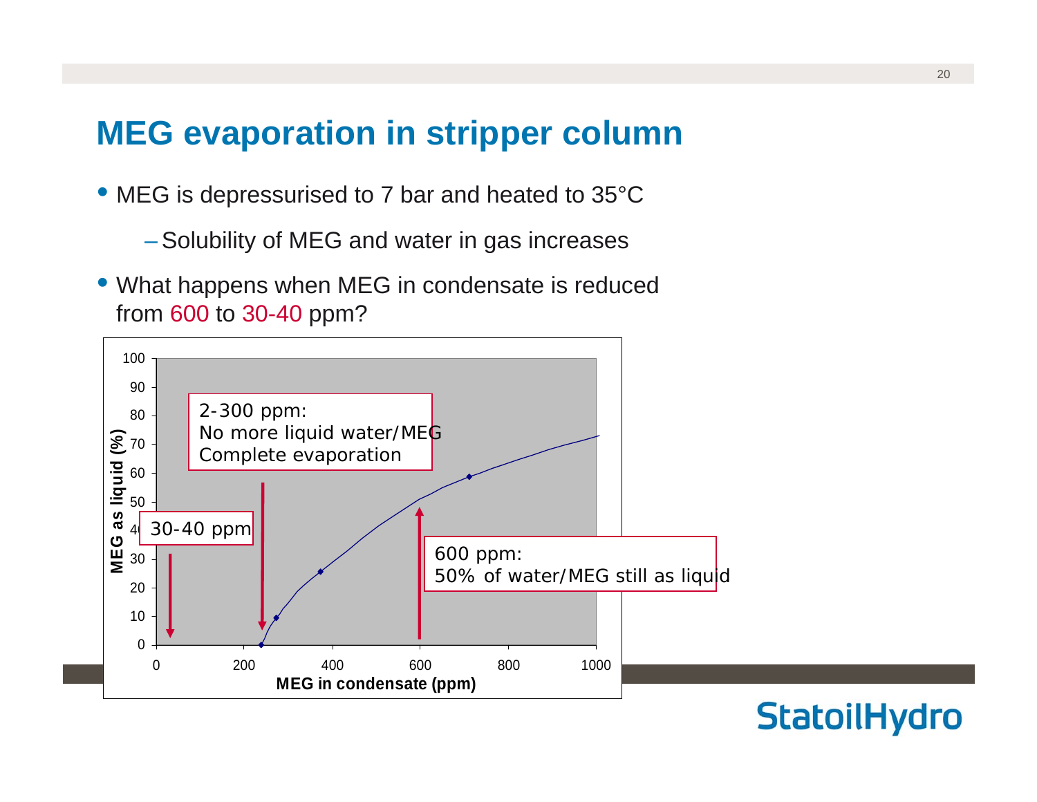# MEG evaporation in stripper column

- MEG is depressurised to 7 bar and heated to 35°C
  - Solubility of MEG and water in gas increases
- What happens when MEG in condensate is reduced from 600 to 30-40 ppm?

2-300 ppm:
No more liquid water/MEG
Complete evaporation

30-40 ppm

600 ppm:
50% of water/MEG still as liquid

MEG as liquid (%)

MEG in condensate (ppm)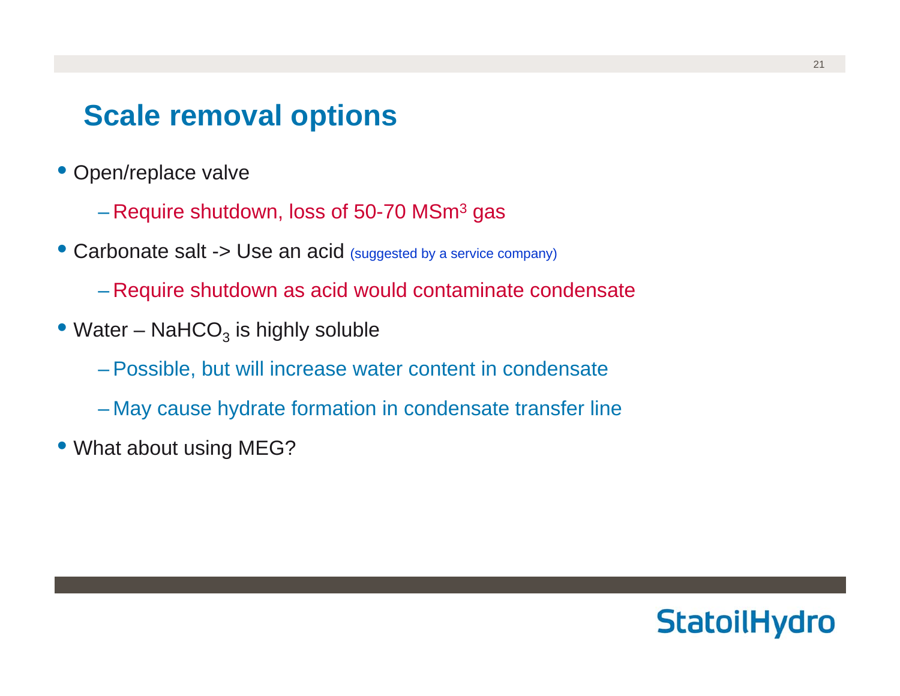# Scale removal options

- Open/replace valve
  - Require shutdown, loss of 50-70 $MSm^3$ gas
- Carbonate salt -> Use an acid (suggested by a service company)
  - Require shutdown as acid would contaminate condensate
- Water – $NaHCO_3$ is highly soluble
  - Possible, but will increase water content in condensate
  - May cause hydrate formation in condensate transfer line
- What about using MEG?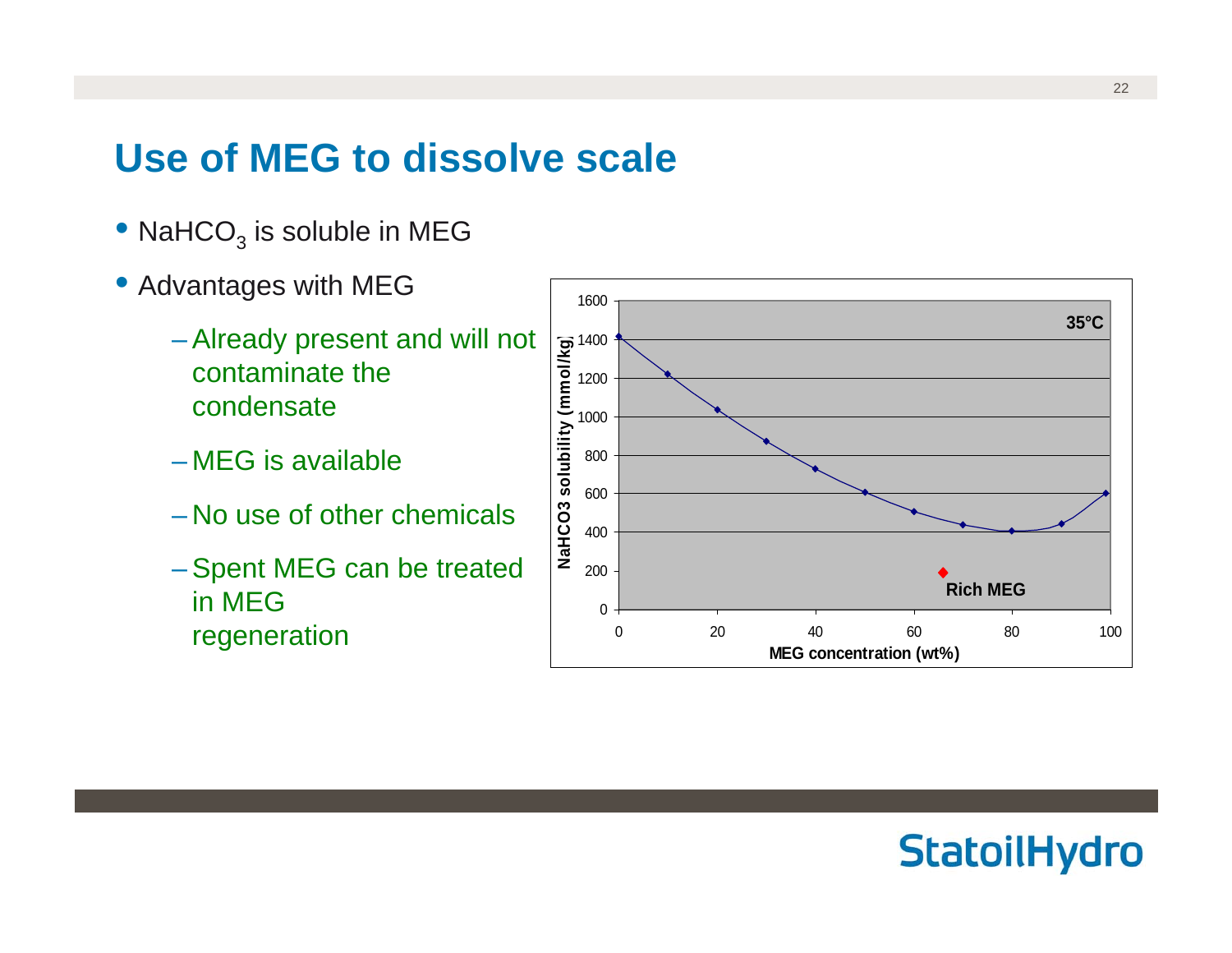# Use of MEG to dissolve scale

- $NaHCO_3$ is soluble in MEG
- Advantages with MEG
  - Already present and will not contaminate the condensate
  - MEG is available
  - No use of other chemicals
  - Spent MEG can be treated in MEG regeneration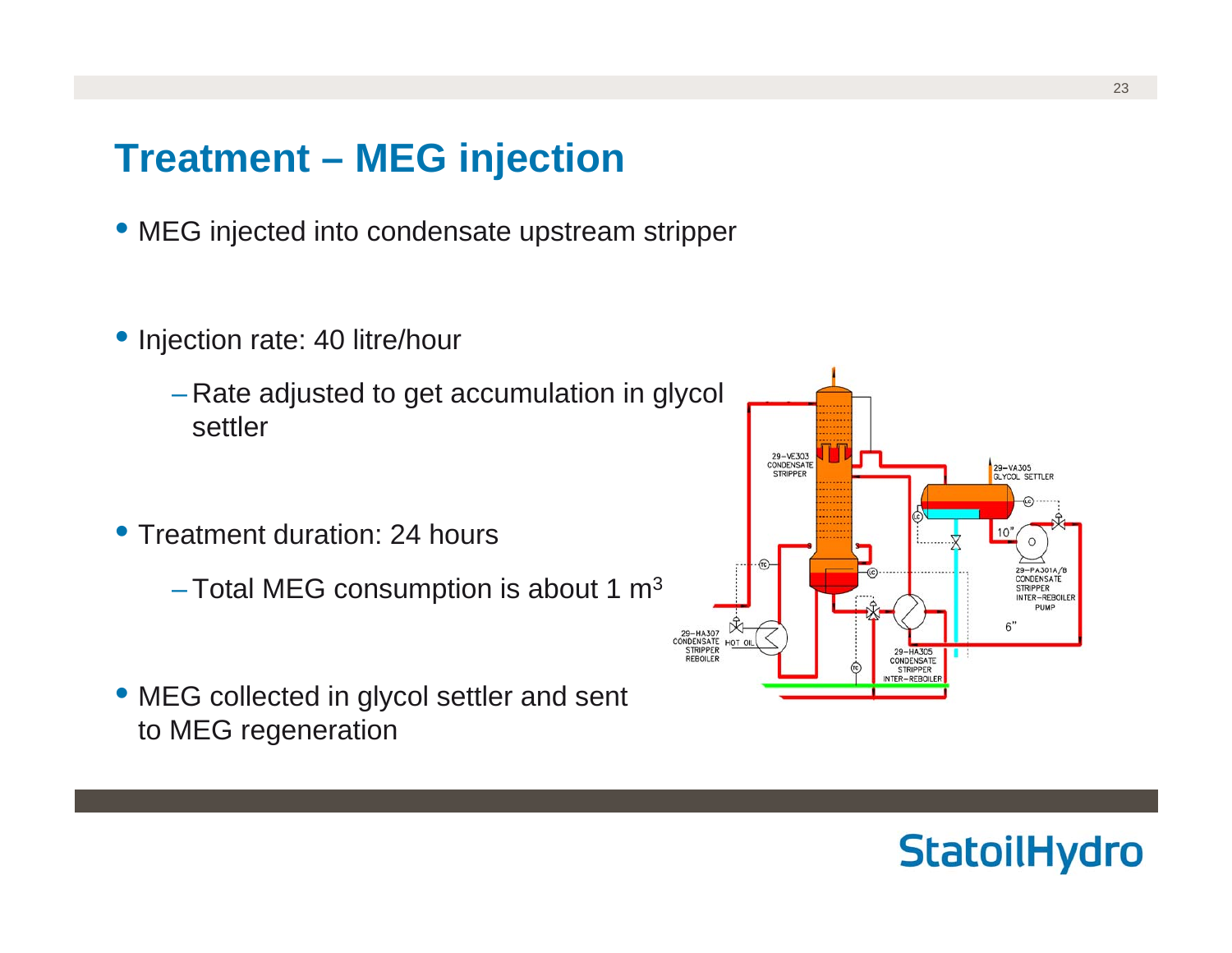# Treatment – MEG injection

- MEG injected into condensate upstream stripper

- Injection rate: 40 litre/hour
  - Rate adjusted to get accumulation in glycol settler

- Treatment duration: 24 hours
  - Total MEG consumption is about 1 $m^3$

- MEG collected in glycol settler and sent to MEG regeneration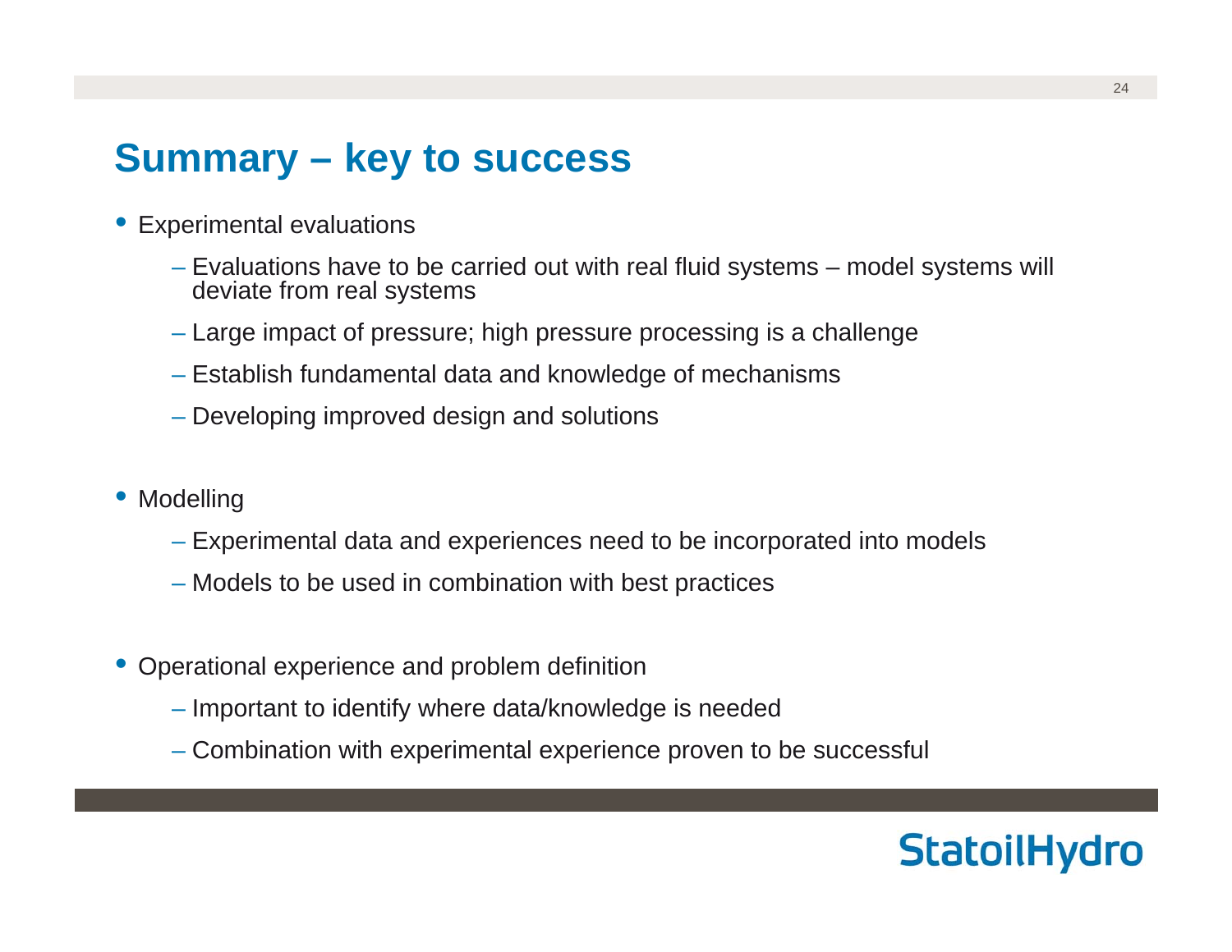# Summary – key to success

- Experimental evaluations
  - Evaluations have to be carried out with real fluid systems – model systems will deviate from real systems
  - Large impact of pressure; high pressure processing is a challenge
  - Establish fundamental data and knowledge of mechanisms
  - Developing improved design and solutions

- Modelling
  - Experimental data and experiences need to be incorporated into models
  - Models to be used in combination with best practices

- Operational experience and problem definition
  - Important to identify where data/knowledge is needed
  - Combination with experimental experience proven to be successful

StatoilHydro